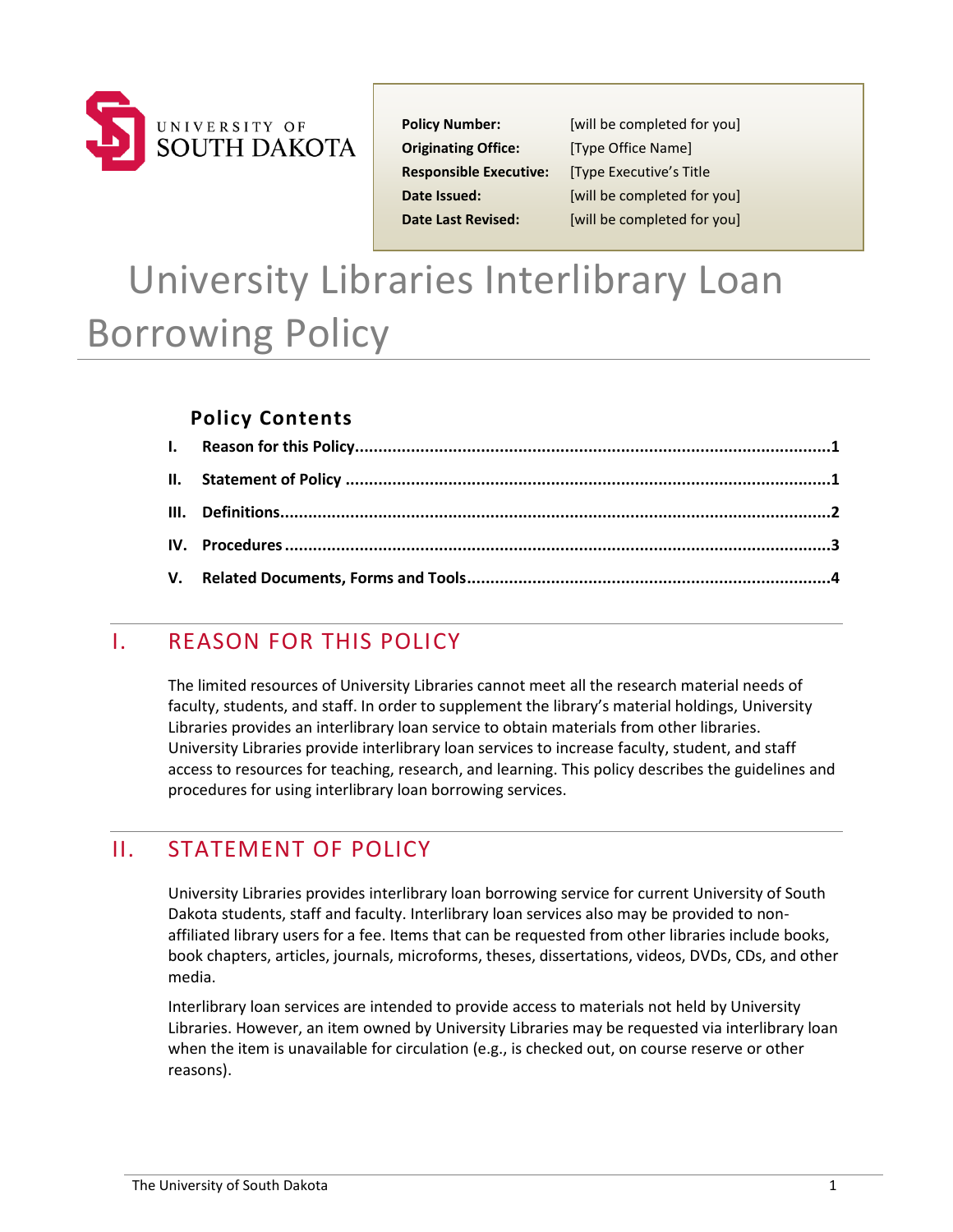| | |
|---|---|
| **Policy Number:** | [will be completed for you] |
| **Originating Office:** | [Type Office Name] |
| **Responsible Executive:** | [Type Executive's Title |
| **Date Issued:** | [will be completed for you] |
| **Date Last Revised:** | [will be completed for you] |

# University Libraries Interlibrary Loan Borrowing Policy

### Policy Contents

I. **Reason for this Policy**......1

II. **Statement of Policy**......1

III. **Definitions**......2

IV. **Procedures**......3

V. **Related Documents, Forms and Tools**......4

## I. REASON FOR THIS POLICY

The limited resources of University Libraries cannot meet all the research material needs of faculty, students, and staff. In order to supplement the library's material holdings, University Libraries provides an interlibrary loan service to obtain materials from other libraries. University Libraries provide interlibrary loan services to increase faculty, student, and staff access to resources for teaching, research, and learning. This policy describes the guidelines and procedures for using interlibrary loan borrowing services.

## II. STATEMENT OF POLICY

University Libraries provides interlibrary loan borrowing service for current University of South Dakota students, staff and faculty. Interlibrary loan services also may be provided to non-affiliated library users for a fee. Items that can be requested from other libraries include books, book chapters, articles, journals, microforms, theses, dissertations, videos, DVDs, CDs, and other media.

Interlibrary loan services are intended to provide access to materials not held by University Libraries. However, an item owned by University Libraries may be requested via interlibrary loan when the item is unavailable for circulation (e.g., is checked out, on course reserve or other reasons).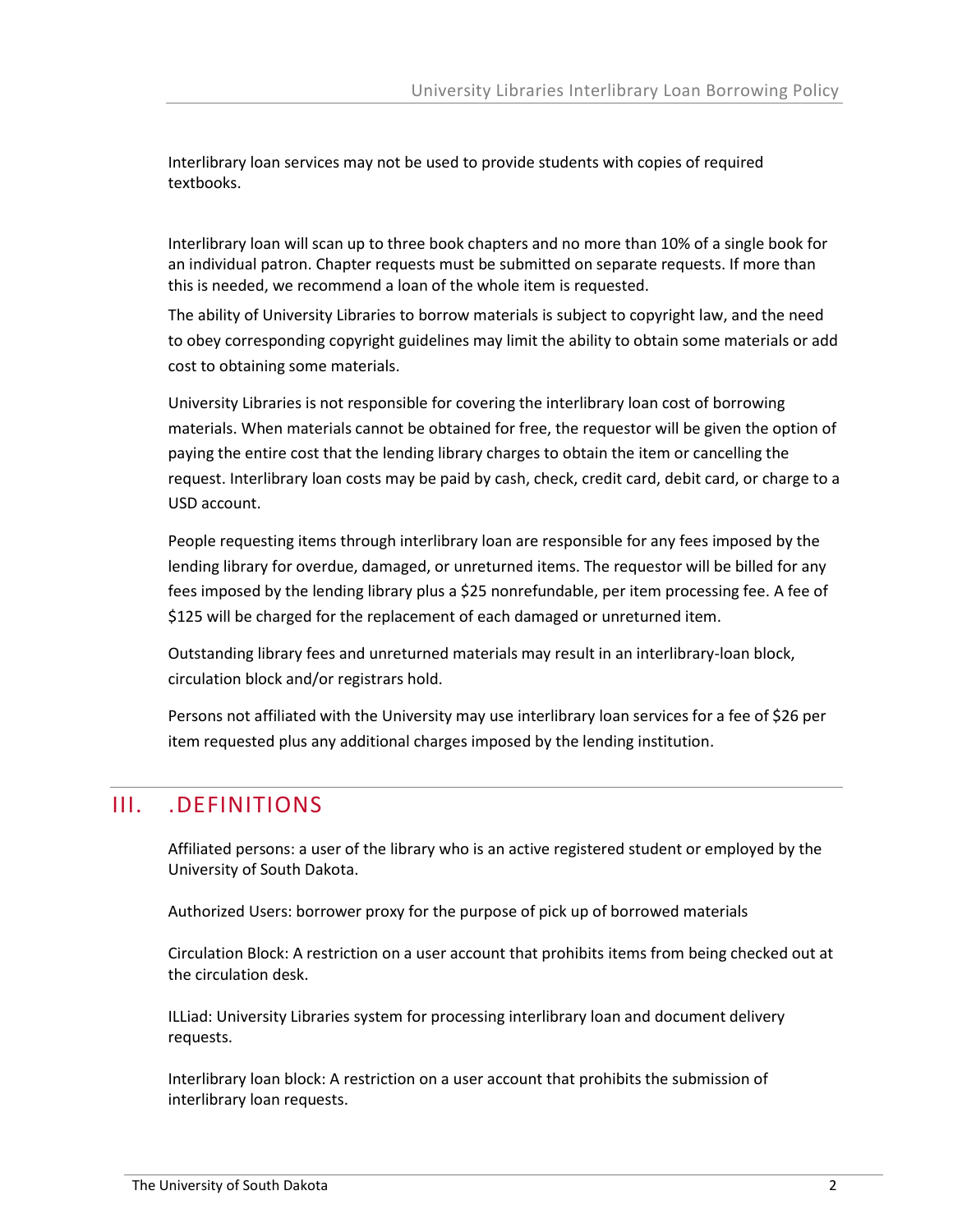Interlibrary loan services may not be used to provide students with copies of required textbooks.

Interlibrary loan will scan up to three book chapters and no more than 10% of a single book for an individual patron. Chapter requests must be submitted on separate requests. If more than this is needed, we recommend a loan of the whole item is requested.

The ability of University Libraries to borrow materials is subject to copyright law, and the need to obey corresponding copyright guidelines may limit the ability to obtain some materials or add cost to obtaining some materials.

University Libraries is not responsible for covering the interlibrary loan cost of borrowing materials. When materials cannot be obtained for free, the requestor will be given the option of paying the entire cost that the lending library charges to obtain the item or cancelling the request. Interlibrary loan costs may be paid by cash, check, credit card, debit card, or charge to a USD account.

People requesting items through interlibrary loan are responsible for any fees imposed by the lending library for overdue, damaged, or unreturned items. The requestor will be billed for any fees imposed by the lending library plus a $25 nonrefundable, per item processing fee. A fee of $125 will be charged for the replacement of each damaged or unreturned item.

Outstanding library fees and unreturned materials may result in an interlibrary-loan block, circulation block and/or registrars hold.

Persons not affiliated with the University may use interlibrary loan services for a fee of $26 per item requested plus any additional charges imposed by the lending institution.

## III. .DEFINITIONS

Affiliated persons: a user of the library who is an active registered student or employed by the University of South Dakota.

Authorized Users: borrower proxy for the purpose of pick up of borrowed materials

Circulation Block: A restriction on a user account that prohibits items from being checked out at the circulation desk.

ILLiad: University Libraries system for processing interlibrary loan and document delivery requests.

Interlibrary loan block: A restriction on a user account that prohibits the submission of interlibrary loan requests.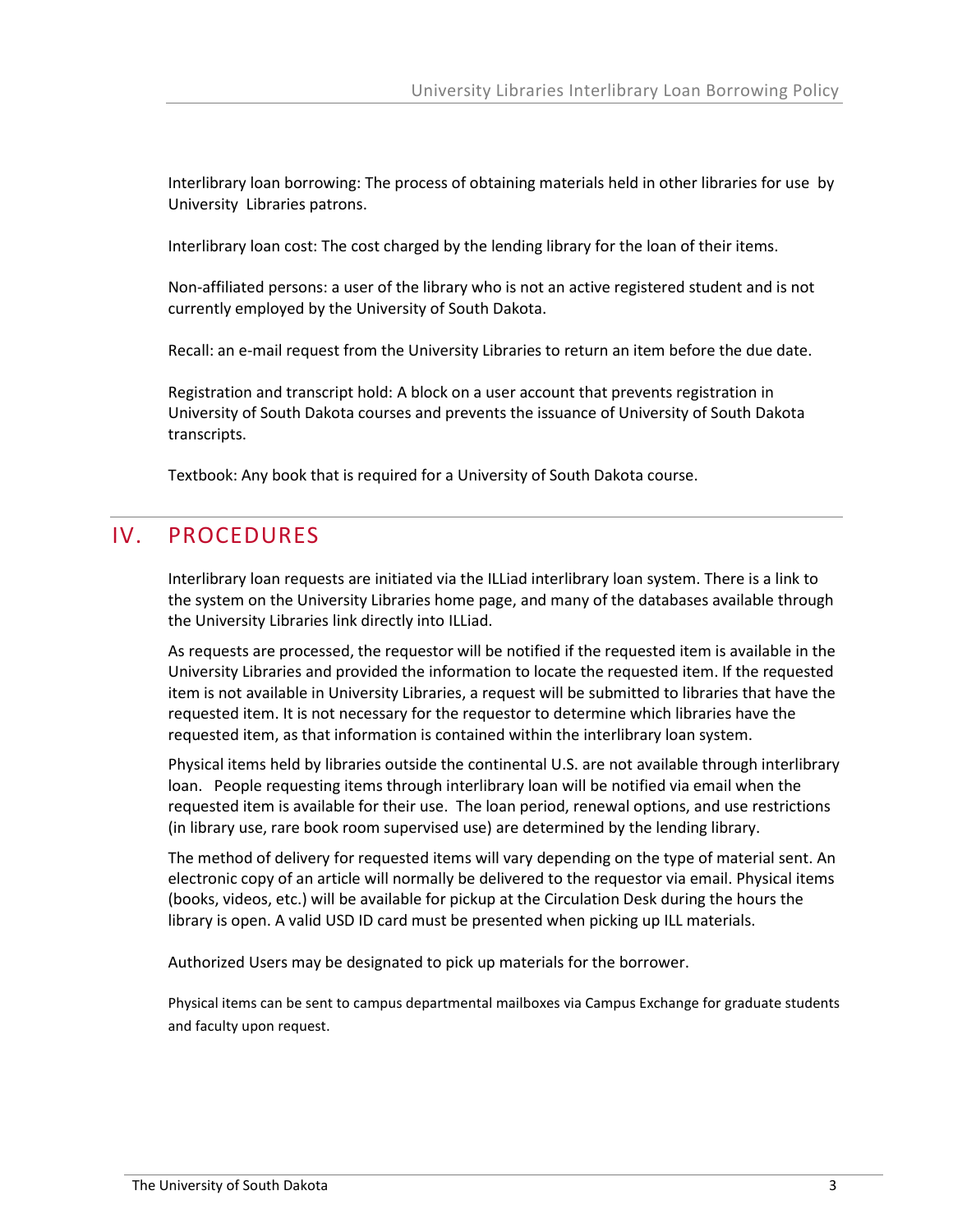Interlibrary loan borrowing: The process of obtaining materials held in other libraries for use by University Libraries patrons.

Interlibrary loan cost: The cost charged by the lending library for the loan of their items.

Non-affiliated persons: a user of the library who is not an active registered student and is not currently employed by the University of South Dakota.

Recall: an e-mail request from the University Libraries to return an item before the due date.

Registration and transcript hold: A block on a user account that prevents registration in University of South Dakota courses and prevents the issuance of University of South Dakota transcripts.

Textbook: Any book that is required for a University of South Dakota course.

# IV. PROCEDURES

Interlibrary loan requests are initiated via the ILLiad interlibrary loan system. There is a link to the system on the University Libraries home page, and many of the databases available through the University Libraries link directly into ILLiad.

As requests are processed, the requestor will be notified if the requested item is available in the University Libraries and provided the information to locate the requested item. If the requested item is not available in University Libraries, a request will be submitted to libraries that have the requested item. It is not necessary for the requestor to determine which libraries have the requested item, as that information is contained within the interlibrary loan system.

Physical items held by libraries outside the continental U.S. are not available through interlibrary loan. People requesting items through interlibrary loan will be notified via email when the requested item is available for their use. The loan period, renewal options, and use restrictions (in library use, rare book room supervised use) are determined by the lending library.

The method of delivery for requested items will vary depending on the type of material sent. An electronic copy of an article will normally be delivered to the requestor via email. Physical items (books, videos, etc.) will be available for pickup at the Circulation Desk during the hours the library is open. A valid USD ID card must be presented when picking up ILL materials.

Authorized Users may be designated to pick up materials for the borrower.

Physical items can be sent to campus departmental mailboxes via Campus Exchange for graduate students and faculty upon request.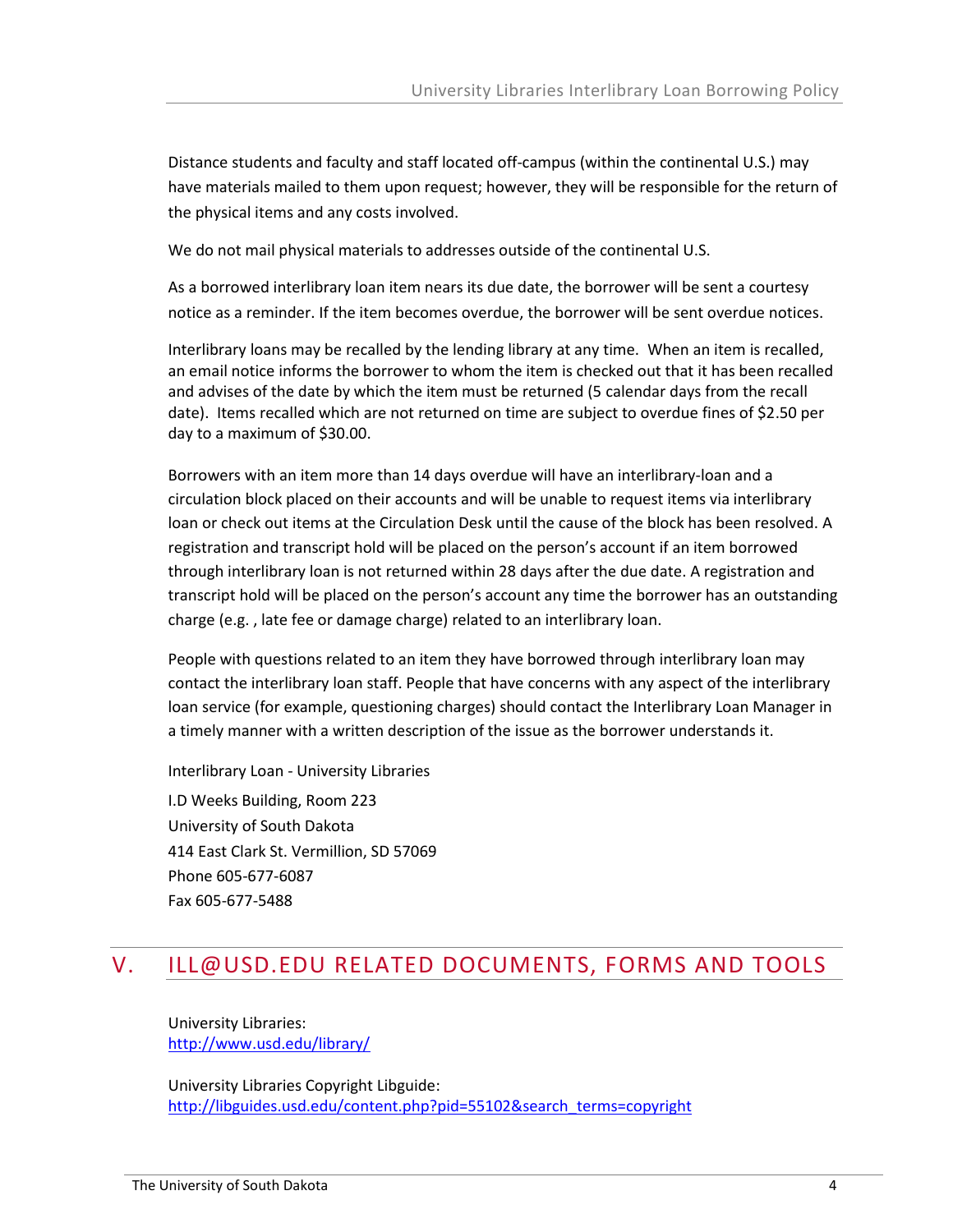Distance students and faculty and staff located off-campus (within the continental U.S.) may have materials mailed to them upon request; however, they will be responsible for the return of the physical items and any costs involved.

We do not mail physical materials to addresses outside of the continental U.S.

As a borrowed interlibrary loan item nears its due date, the borrower will be sent a courtesy notice as a reminder. If the item becomes overdue, the borrower will be sent overdue notices.

Interlibrary loans may be recalled by the lending library at any time. When an item is recalled, an email notice informs the borrower to whom the item is checked out that it has been recalled and advises of the date by which the item must be returned (5 calendar days from the recall date). Items recalled which are not returned on time are subject to overdue fines of $2.50 per day to a maximum of $30.00.

Borrowers with an item more than 14 days overdue will have an interlibrary-loan and a circulation block placed on their accounts and will be unable to request items via interlibrary loan or check out items at the Circulation Desk until the cause of the block has been resolved. A registration and transcript hold will be placed on the person's account if an item borrowed through interlibrary loan is not returned within 28 days after the due date. A registration and transcript hold will be placed on the person's account any time the borrower has an outstanding charge (e.g. , late fee or damage charge) related to an interlibrary loan.

People with questions related to an item they have borrowed through interlibrary loan may contact the interlibrary loan staff. People that have concerns with any aspect of the interlibrary loan service (for example, questioning charges) should contact the Interlibrary Loan Manager in a timely manner with a written description of the issue as the borrower understands it.

Interlibrary Loan - University Libraries

I.D Weeks Building, Room 223
University of South Dakota
414 East Clark St. Vermillion, SD 57069
Phone 605-677-6087
Fax 605-677-5488

## V. ILL@USD.EDU RELATED DOCUMENTS, FORMS AND TOOLS

University Libraries:
http://www.usd.edu/library/

University Libraries Copyright Libguide:
http://libguides.usd.edu/content.php?pid=55102&search_terms=copyright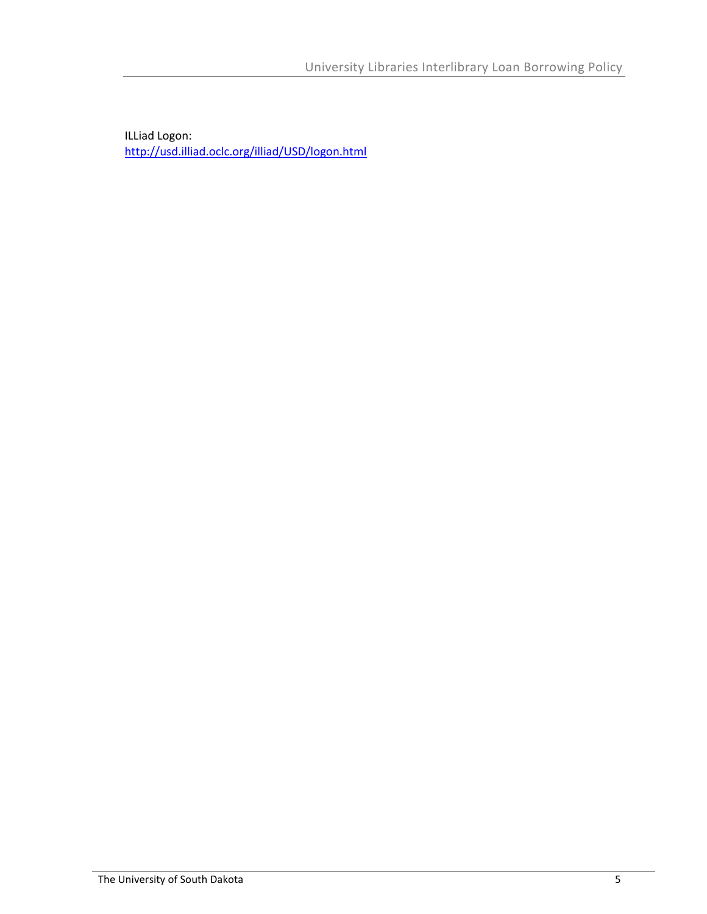ILLiad Logon:
http://usd.illiad.oclc.org/illiad/USD/logon.html